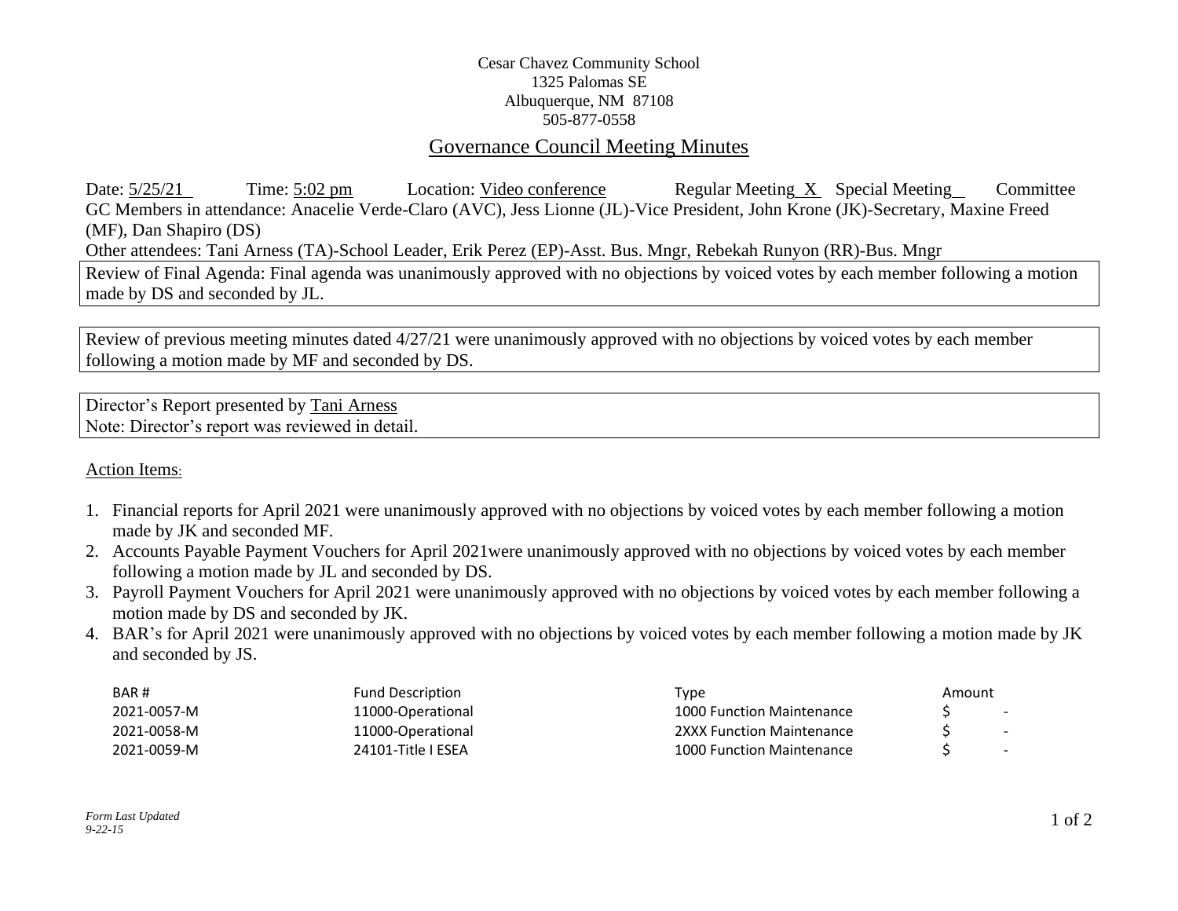Cesar Chavez Community School
1325 Palomas SE
Albuquerque, NM 87108
505-877-0558

# Governance Council Meeting Minutes

Date: 5/25/21 Time: 5:02 pm Location: Video conference Regular Meeting X Special Meeting__ Committee

GC Members in attendance: Anacelie Verde-Claro (AVC), Jess Lionne (JL)-Vice President, John Krone (JK)-Secretary, Maxine Freed (MF), Dan Shapiro (DS)

Other attendees: Tani Arness (TA)-School Leader, Erik Perez (EP)-Asst. Bus. Mngr, Rebekah Runyon (RR)-Bus. Mngr

Review of Final Agenda: Final agenda was unanimously approved with no objections by voiced votes by each member following a motion made by DS and seconded by JL.

Review of previous meeting minutes dated 4/27/21 were unanimously approved with no objections by voiced votes by each member following a motion made by MF and seconded by DS.

Director's Report presented by Tani Arness
Note: Director's report was reviewed in detail.

Action Items:

1. Financial reports for April 2021 were unanimously approved with no objections by voiced votes by each member following a motion made by JK and seconded MF.
2. Accounts Payable Payment Vouchers for April 2021were unanimously approved with no objections by voiced votes by each member following a motion made by JL and seconded by DS.
3. Payroll Payment Vouchers for April 2021 were unanimously approved with no objections by voiced votes by each member following a motion made by DS and seconded by JK.
4. BAR's for April 2021 were unanimously approved with no objections by voiced votes by each member following a motion made by JK and seconded by JS.

| BAR # | Fund Description | Type | Amount |
|---|---|---|---|
| 2021-0057-M | 11000-Operational | 1000 Function Maintenance | $ - |
| 2021-0058-M | 11000-Operational | 2XXX Function Maintenance | $ - |
| 2021-0059-M | 24101-Title I ESEA | 1000 Function Maintenance | $ - |

*Form Last Updated*
*9-22-15*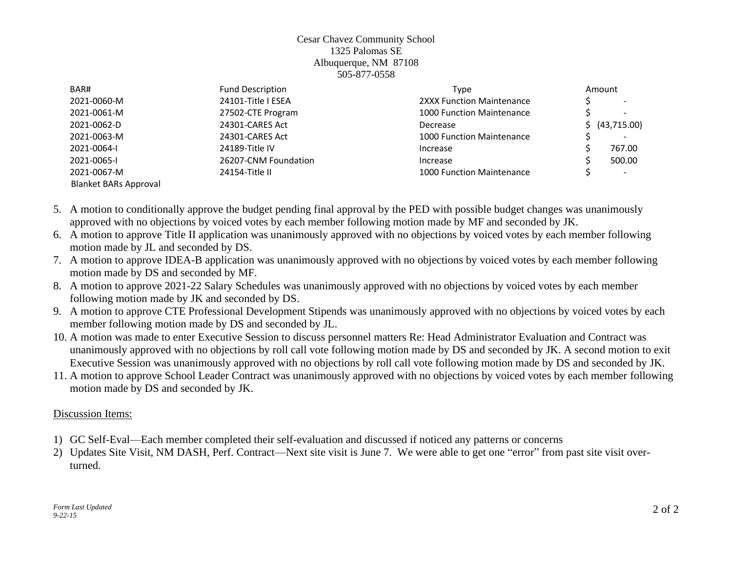Cesar Chavez Community School
1325 Palomas SE
Albuquerque, NM 87108
505-877-0558

| BAR# | Fund Description | Type | Amount |
|---|---|---|---|
| 2021-0060-M | 24101-Title I ESEA | 2XXX Function Maintenance | $ - |
| 2021-0061-M | 27502-CTE Program | 1000 Function Maintenance | $ - |
| 2021-0062-D | 24301-CARES Act | Decrease | $ (43,715.00) |
| 2021-0063-M | 24301-CARES Act | 1000 Function Maintenance | $ - |
| 2021-0064-I | 24189-Title IV | Increase | $ 767.00 |
| 2021-0065-I | 26207-CNM Foundation | Increase | $ 500.00 |
| 2021-0067-M | 24154-Title II | 1000 Function Maintenance | $ - |
| Blanket BARs Approval | | | |

5. A motion to conditionally approve the budget pending final approval by the PED with possible budget changes was unanimously approved with no objections by voiced votes by each member following motion made by MF and seconded by JK.
6. A motion to approve Title II application was unanimously approved with no objections by voiced votes by each member following motion made by JL and seconded by DS.
7. A motion to approve IDEA-B application was unanimously approved with no objections by voiced votes by each member following motion made by DS and seconded by MF.
8. A motion to approve 2021-22 Salary Schedules was unanimously approved with no objections by voiced votes by each member following motion made by JK and seconded by DS.
9. A motion to approve CTE Professional Development Stipends was unanimously approved with no objections by voiced votes by each member following motion made by DS and seconded by JL.
10. A motion was made to enter Executive Session to discuss personnel matters Re: Head Administrator Evaluation and Contract was unanimously approved with no objections by roll call vote following motion made by DS and seconded by JK. A second motion to exit Executive Session was unanimously approved with no objections by roll call vote following motion made by DS and seconded by JK.
11. A motion to approve School Leader Contract was unanimously approved with no objections by voiced votes by each member following motion made by DS and seconded by JK.

Discussion Items:

1) GC Self-Eval—Each member completed their self-evaluation and discussed if noticed any patterns or concerns
2) Updates Site Visit, NM DASH, Perf. Contract—Next site visit is June 7. We were able to get one "error" from past site visit over-turned.

*Form Last Updated 9-22-15*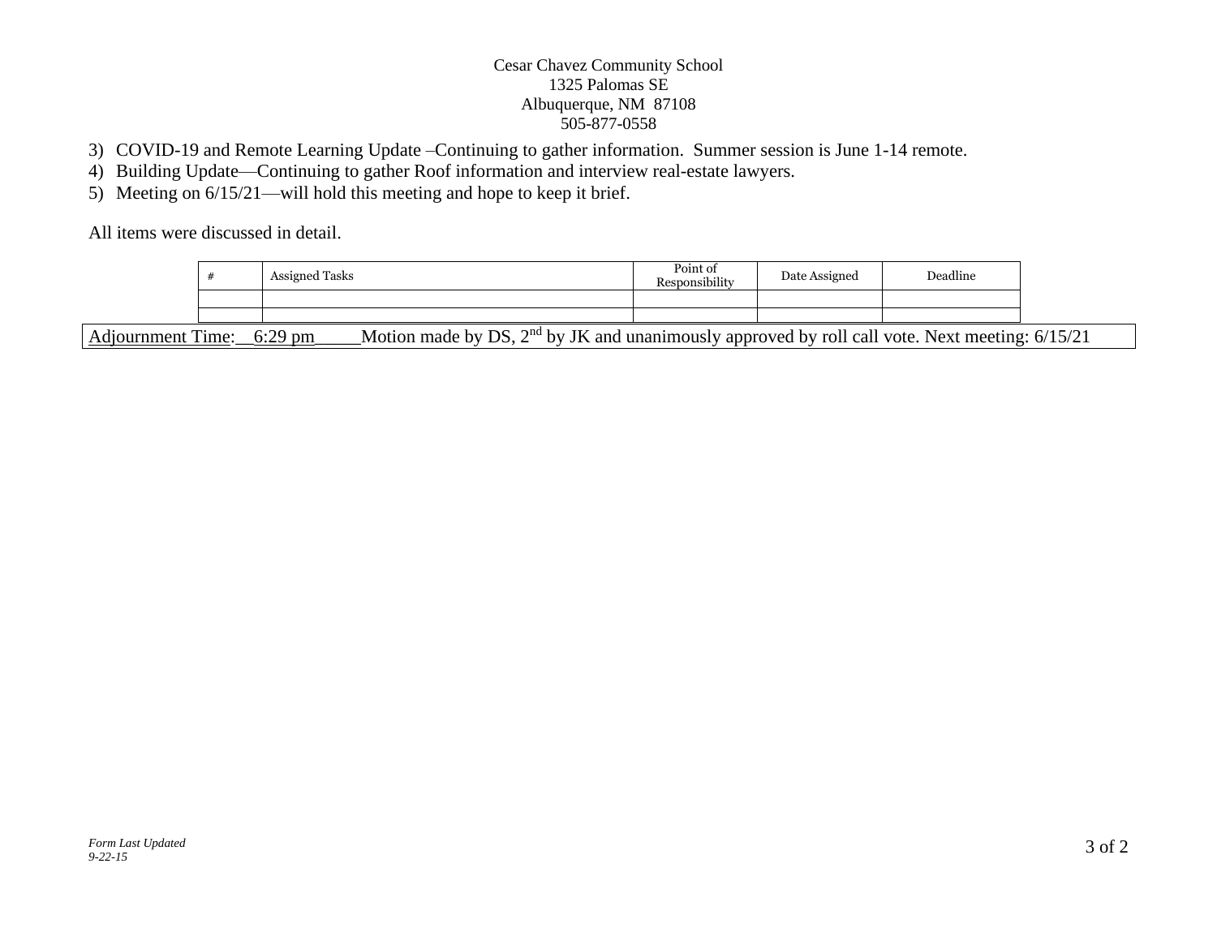Cesar Chavez Community School
1325 Palomas SE
Albuquerque, NM 87108
505-877-0558

3) COVID-19 and Remote Learning Update –Continuing to gather information. Summer session is June 1-14 remote.
4) Building Update—Continuing to gather Roof information and interview real-estate lawyers.
5) Meeting on 6/15/21—will hold this meeting and hope to keep it brief.

All items were discussed in detail.

| # | Assigned Tasks | Point of Responsibility | Date Assigned | Deadline |
|---|---|---|---|---|
| | | | | |
| | | | | |

Adjournment Time: 6:29 pm Motion made by DS, $2^{nd}$ by JK and unanimously approved by roll call vote. Next meeting: 6/15/21

*Form Last Updated 9-22-15*